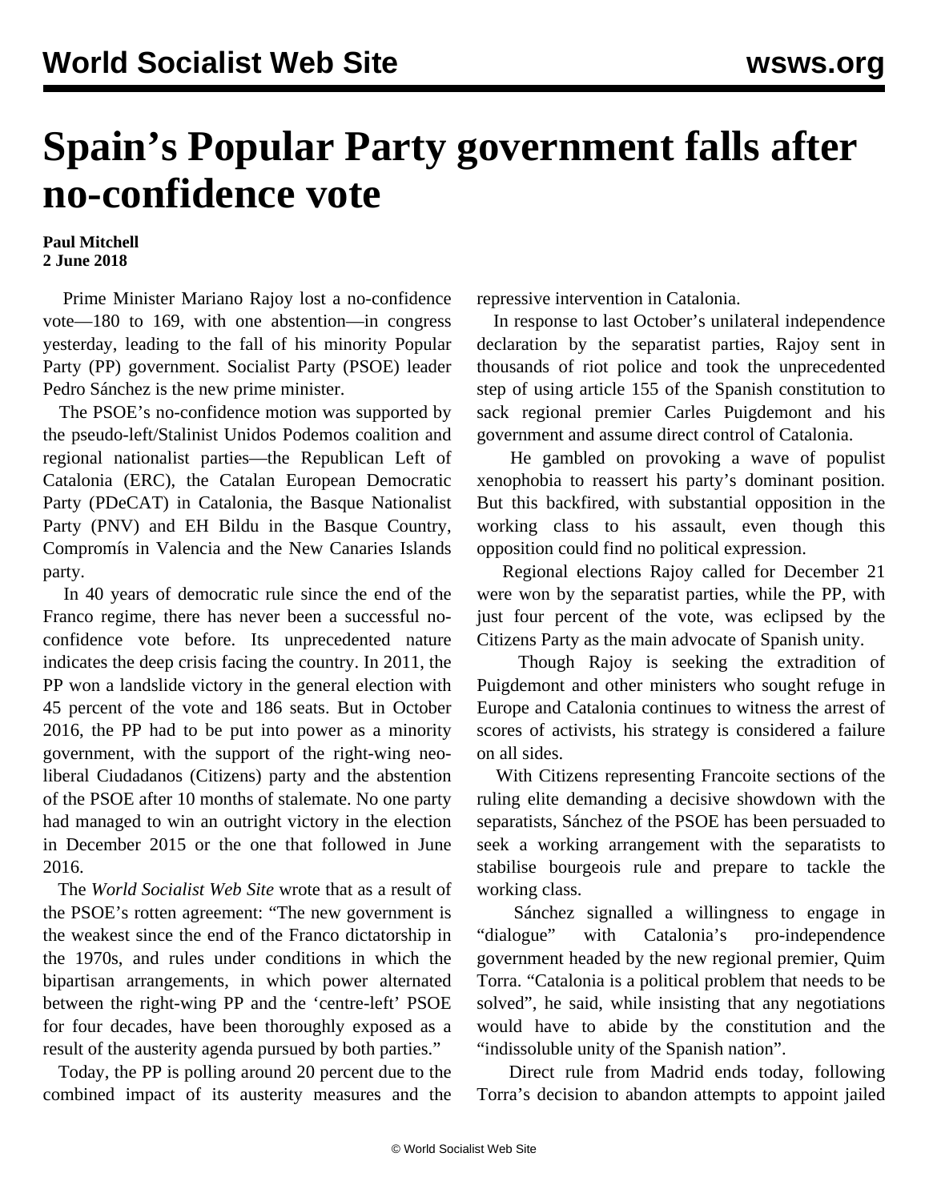# Spain's Popular Party government falls after no-confidence vote

**Paul Mitchell**
**2 June 2018**

Prime Minister Mariano Rajoy lost a no-confidence vote—180 to 169, with one abstention—in congress yesterday, leading to the fall of his minority Popular Party (PP) government. Socialist Party (PSOE) leader Pedro Sánchez is the new prime minister.

The PSOE's no-confidence motion was supported by the pseudo-left/Stalinist Unidos Podemos coalition and regional nationalist parties—the Republican Left of Catalonia (ERC), the Catalan European Democratic Party (PDeCAT) in Catalonia, the Basque Nationalist Party (PNV) and EH Bildu in the Basque Country, Compromís in Valencia and the New Canaries Islands party.

In 40 years of democratic rule since the end of the Franco regime, there has never been a successful no-confidence vote before. Its unprecedented nature indicates the deep crisis facing the country. In 2011, the PP won a landslide victory in the general election with 45 percent of the vote and 186 seats. But in October 2016, the PP had to be put into power as a minority government, with the support of the right-wing neo-liberal Ciudadanos (Citizens) party and the abstention of the PSOE after 10 months of stalemate. No one party had managed to win an outright victory in the election in December 2015 or the one that followed in June 2016.

The *World Socialist Web Site* wrote that as a result of the PSOE's rotten agreement: "The new government is the weakest since the end of the Franco dictatorship in the 1970s, and rules under conditions in which the bipartisan arrangements, in which power alternated between the right-wing PP and the 'centre-left' PSOE for four decades, have been thoroughly exposed as a result of the austerity agenda pursued by both parties."

Today, the PP is polling around 20 percent due to the combined impact of its austerity measures and the repressive intervention in Catalonia.

In response to last October's unilateral independence declaration by the separatist parties, Rajoy sent in thousands of riot police and took the unprecedented step of using article 155 of the Spanish constitution to sack regional premier Carles Puigdemont and his government and assume direct control of Catalonia.

He gambled on provoking a wave of populist xenophobia to reassert his party's dominant position. But this backfired, with substantial opposition in the working class to his assault, even though this opposition could find no political expression.

Regional elections Rajoy called for December 21 were won by the separatist parties, while the PP, with just four percent of the vote, was eclipsed by the Citizens Party as the main advocate of Spanish unity.

Though Rajoy is seeking the extradition of Puigdemont and other ministers who sought refuge in Europe and Catalonia continues to witness the arrest of scores of activists, his strategy is considered a failure on all sides.

With Citizens representing Francoite sections of the ruling elite demanding a decisive showdown with the separatists, Sánchez of the PSOE has been persuaded to seek a working arrangement with the separatists to stabilise bourgeois rule and prepare to tackle the working class.

Sánchez signalled a willingness to engage in "dialogue" with Catalonia's pro-independence government headed by the new regional premier, Quim Torra. "Catalonia is a political problem that needs to be solved", he said, while insisting that any negotiations would have to abide by the constitution and the "indissoluble unity of the Spanish nation".

Direct rule from Madrid ends today, following Torra's decision to abandon attempts to appoint jailed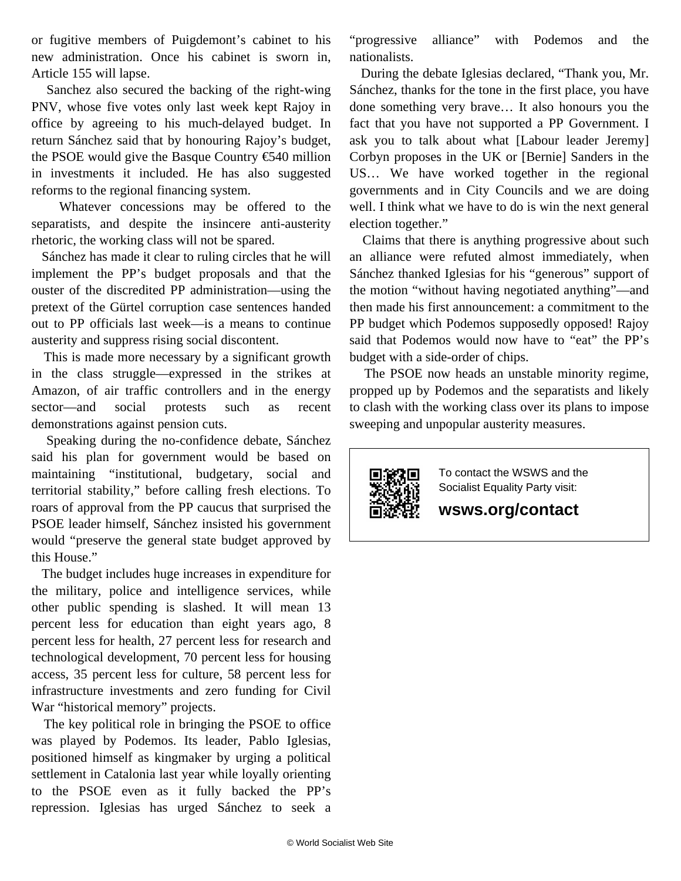or fugitive members of Puigdemont's cabinet to his new administration. Once his cabinet is sworn in, Article 155 will lapse.

Sanchez also secured the backing of the right-wing PNV, whose five votes only last week kept Rajoy in office by agreeing to his much-delayed budget. In return Sánchez said that by honouring Rajoy's budget, the PSOE would give the Basque Country €540 million in investments it included. He has also suggested reforms to the regional financing system.

Whatever concessions may be offered to the separatists, and despite the insincere anti-austerity rhetoric, the working class will not be spared.

Sánchez has made it clear to ruling circles that he will implement the PP's budget proposals and that the ouster of the discredited PP administration—using the pretext of the Gürtel corruption case sentences handed out to PP officials last week—is a means to continue austerity and suppress rising social discontent.

This is made more necessary by a significant growth in the class struggle—expressed in the strikes at Amazon, of air traffic controllers and in the energy sector—and social protests such as recent demonstrations against pension cuts.

Speaking during the no-confidence debate, Sánchez said his plan for government would be based on maintaining "institutional, budgetary, social and territorial stability," before calling fresh elections. To roars of approval from the PP caucus that surprised the PSOE leader himself, Sánchez insisted his government would "preserve the general state budget approved by this House."

The budget includes huge increases in expenditure for the military, police and intelligence services, while other public spending is slashed. It will mean 13 percent less for education than eight years ago, 8 percent less for health, 27 percent less for research and technological development, 70 percent less for housing access, 35 percent less for culture, 58 percent less for infrastructure investments and zero funding for Civil War "historical memory" projects.

The key political role in bringing the PSOE to office was played by Podemos. Its leader, Pablo Iglesias, positioned himself as kingmaker by urging a political settlement in Catalonia last year while loyally orienting to the PSOE even as it fully backed the PP's repression. Iglesias has urged Sánchez to seek a "progressive alliance" with Podemos and the nationalists.

During the debate Iglesias declared, "Thank you, Mr. Sánchez, thanks for the tone in the first place, you have done something very brave… It also honours you the fact that you have not supported a PP Government. I ask you to talk about what [Labour leader Jeremy] Corbyn proposes in the UK or [Bernie] Sanders in the US… We have worked together in the regional governments and in City Councils and we are doing well. I think what we have to do is win the next general election together."

Claims that there is anything progressive about such an alliance were refuted almost immediately, when Sánchez thanked Iglesias for his "generous" support of the motion "without having negotiated anything"—and then made his first announcement: a commitment to the PP budget which Podemos supposedly opposed! Rajoy said that Podemos would now have to "eat" the PP's budget with a side-order of chips.

The PSOE now heads an unstable minority regime, propped up by Podemos and the separatists and likely to clash with the working class over its plans to impose sweeping and unpopular austerity measures.

To contact the WSWS and the Socialist Equality Party visit:

**wsws.org/contact**